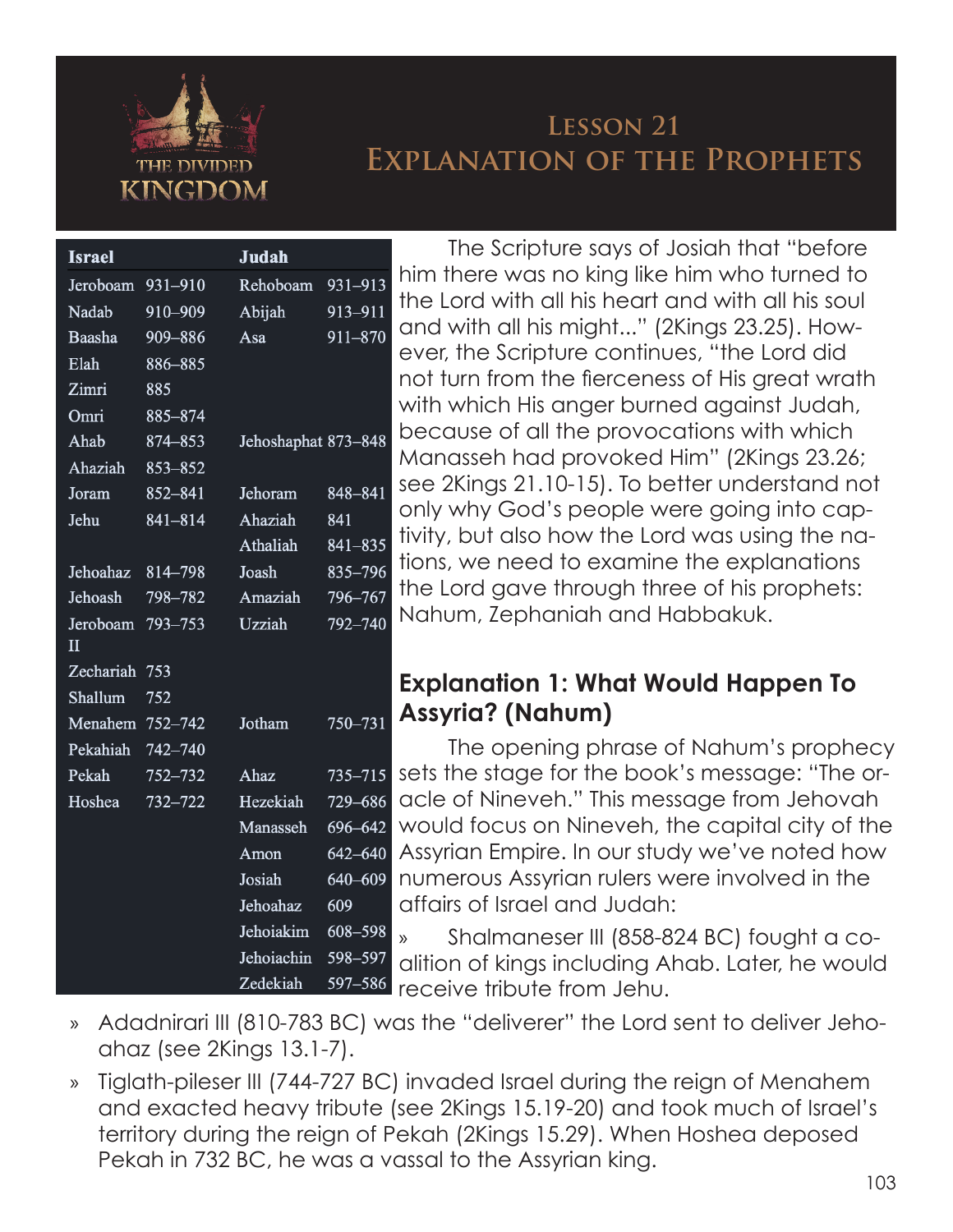# Lesson 21
# Explanation of the Prophets

| Israel | | Judah | |
|---|---|---|---|
| Jeroboam | 931–910 | Rehoboam | 931–913 |
| Nadab | 910–909 | Abijah | 913–911 |
| Baasha | 909–886 | Asa | 911–870 |
| Elah | 886–885 | | |
| Zimri | 885 | | |
| Omri | 885–874 | | |
| Ahab | 874–853 | Jehoshaphat | 873–848 |
| Ahaziah | 853–852 | | |
| Joram | 852–841 | Jehoram | 848–841 |
| Jehu | 841–814 | Ahaziah | 841 |
| | | Athaliah | 841–835 |
| Jehoahaz | 814–798 | Joash | 835–796 |
| Jehoash | 798–782 | Amaziah | 796–767 |
| Jeroboam II | 793–753 | Uzziah | 792–740 |
| Zechariah | 753 | | |
| Shallum | 752 | | |
| Menahem | 752–742 | Jotham | 750–731 |
| Pekahiah | 742–740 | | |
| Pekah | 752–732 | Ahaz | 735–715 |
| Hoshea | 732–722 | Hezekiah | 729–686 |
| | | Manasseh | 696–642 |
| | | Amon | 642–640 |
| | | Josiah | 640–609 |
| | | Jehoahaz | 609 |
| | | Jehoiakim | 608–598 |
| | | Jehoiachin | 598–597 |
| | | Zedekiah | 597–586 |

The Scripture says of Josiah that "before him there was no king like him who turned to the Lord with all his heart and with all his soul and with all his might..." (2Kings 23.25). However, the Scripture continues, "the Lord did not turn from the fierceness of His great wrath with which His anger burned against Judah, because of all the provocations with which Manasseh had provoked Him" (2Kings 23.26; see 2Kings 21.10-15). To better understand not only why God's people were going into captivity, but also how the Lord was using the nations, we need to examine the explanations the Lord gave through three of his prophets: Nahum, Zephaniah and Habbakuk.

## Explanation 1: What Would Happen To Assyria? (Nahum)

The opening phrase of Nahum's prophecy sets the stage for the book's message: "The oracle of Nineveh." This message from Jehovah would focus on Nineveh, the capital city of the Assyrian Empire. In our study we've noted how numerous Assyrian rulers were involved in the affairs of Israel and Judah:

- Shalmaneser III (858-824 BC) fought a coalition of kings including Ahab. Later, he would receive tribute from Jehu.
- Adadnirari III (810-783 BC) was the "deliverer" the Lord sent to deliver Jehoahaz (see 2Kings 13.1-7).
- Tiglath-pileser III (744-727 BC) invaded Israel during the reign of Menahem and exacted heavy tribute (see 2Kings 15.19-20) and took much of Israel's territory during the reign of Pekah (2Kings 15.29). When Hoshea deposed Pekah in 732 BC, he was a vassal to the Assyrian king.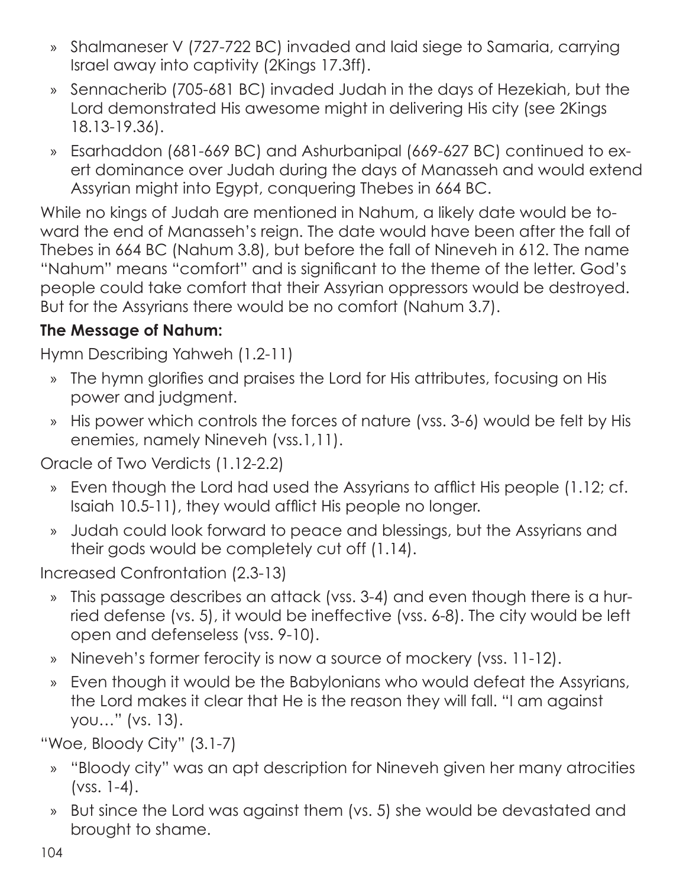- Shalmaneser V (727-722 BC) invaded and laid siege to Samaria, carrying Israel away into captivity (2Kings 17.3ff).
- Sennacherib (705-681 BC) invaded Judah in the days of Hezekiah, but the Lord demonstrated His awesome might in delivering His city (see 2Kings 18.13-19.36).
- Esarhaddon (681-669 BC) and Ashurbanipal (669-627 BC) continued to exert dominance over Judah during the days of Manasseh and would extend Assyrian might into Egypt, conquering Thebes in 664 BC.

While no kings of Judah are mentioned in Nahum, a likely date would be toward the end of Manasseh's reign. The date would have been after the fall of Thebes in 664 BC (Nahum 3.8), but before the fall of Nineveh in 612. The name "Nahum" means "comfort" and is significant to the theme of the letter. God's people could take comfort that their Assyrian oppressors would be destroyed. But for the Assyrians there would be no comfort (Nahum 3.7).

**The Message of Nahum:**

Hymn Describing Yahweh (1.2-11)

- The hymn glorifies and praises the Lord for His attributes, focusing on His power and judgment.
- His power which controls the forces of nature (vss. 3-6) would be felt by His enemies, namely Nineveh (vss.1,11).

Oracle of Two Verdicts (1.12-2.2)

- Even though the Lord had used the Assyrians to afflict His people (1.12; cf. Isaiah 10.5-11), they would afflict His people no longer.
- Judah could look forward to peace and blessings, but the Assyrians and their gods would be completely cut off (1.14).

Increased Confrontation (2.3-13)

- This passage describes an attack (vss. 3-4) and even though there is a hurried defense (vs. 5), it would be ineffective (vss. 6-8). The city would be left open and defenseless (vss. 9-10).
- Nineveh's former ferocity is now a source of mockery (vss. 11-12).
- Even though it would be the Babylonians who would defeat the Assyrians, the Lord makes it clear that He is the reason they will fall. "I am against you…" (vs. 13).

"Woe, Bloody City" (3.1-7)

- "Bloody city" was an apt description for Nineveh given her many atrocities (vss. 1-4).
- But since the Lord was against them (vs. 5) she would be devastated and brought to shame.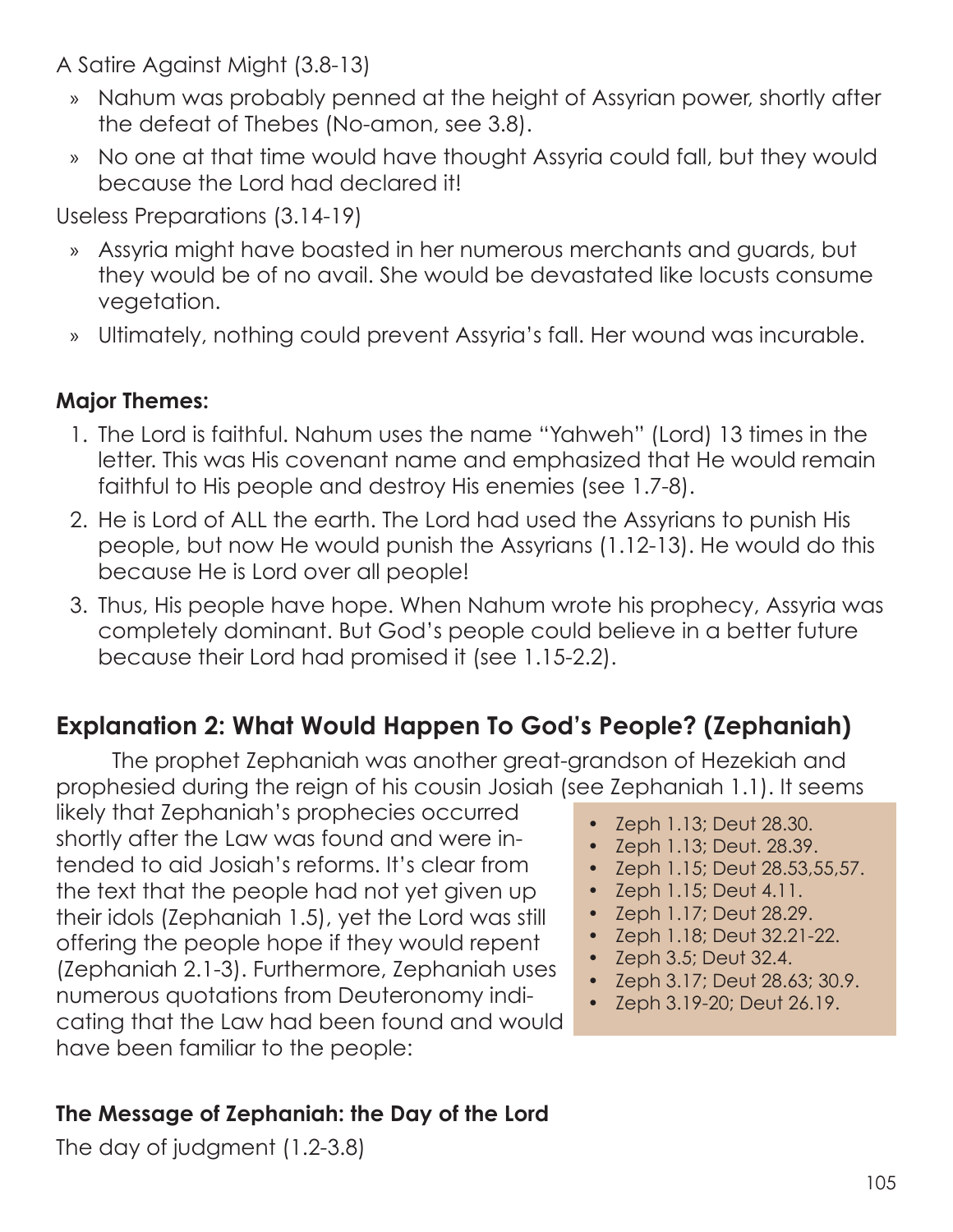A Satire Against Might (3.8-13)

- » Nahum was probably penned at the height of Assyrian power, shortly after the defeat of Thebes (No-amon, see 3.8).
- » No one at that time would have thought Assyria could fall, but they would because the Lord had declared it!

Useless Preparations (3.14-19)

- » Assyria might have boasted in her numerous merchants and guards, but they would be of no avail. She would be devastated like locusts consume vegetation.
- » Ultimately, nothing could prevent Assyria's fall. Her wound was incurable.

**Major Themes:**

1. The Lord is faithful. Nahum uses the name "Yahweh" (Lord) 13 times in the letter. This was His covenant name and emphasized that He would remain faithful to His people and destroy His enemies (see 1.7-8).
2. He is Lord of ALL the earth. The Lord had used the Assyrians to punish His people, but now He would punish the Assyrians (1.12-13). He would do this because He is Lord over all people!
3. Thus, His people have hope. When Nahum wrote his prophecy, Assyria was completely dominant. But God's people could believe in a better future because their Lord had promised it (see 1.15-2.2).

## Explanation 2: What Would Happen To God's People? (Zephaniah)

The prophet Zephaniah was another great-grandson of Hezekiah and prophesied during the reign of his cousin Josiah (see Zephaniah 1.1). It seems likely that Zephaniah's prophecies occurred shortly after the Law was found and were intended to aid Josiah's reforms. It's clear from the text that the people had not yet given up their idols (Zephaniah 1.5), yet the Lord was still offering the people hope if they would repent (Zephaniah 2.1-3). Furthermore, Zephaniah uses numerous quotations from Deuteronomy indicating that the Law had been found and would have been familiar to the people:

- Zeph 1.13; Deut 28.30.
- Zeph 1.13; Deut. 28.39.
- Zeph 1.15; Deut 28.53,55,57.
- Zeph 1.15; Deut 4.11.
- Zeph 1.17; Deut 28.29.
- Zeph 1.18; Deut 32.21-22.
- Zeph 3.5; Deut 32.4.
- Zeph 3.17; Deut 28.63; 30.9.
- Zeph 3.19-20; Deut 26.19.

### The Message of Zephaniah: the Day of the Lord

The day of judgment (1.2-3.8)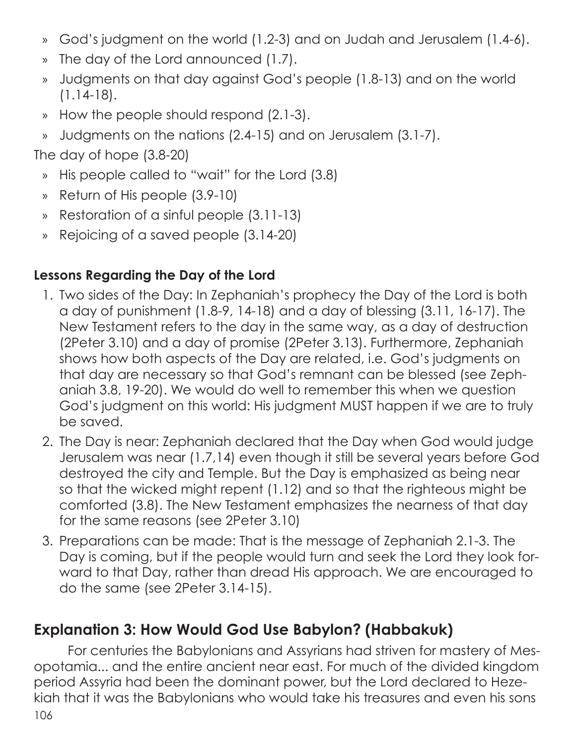- » God's judgment on the world (1.2-3) and on Judah and Jerusalem (1.4-6).
- » The day of the Lord announced (1.7).
- » Judgments on that day against God's people (1.8-13) and on the world (1.14-18).
- » How the people should respond (2.1-3).
- » Judgments on the nations (2.4-15) and on Jerusalem (3.1-7).

The day of hope (3.8-20)

- » His people called to "wait" for the Lord (3.8)
- » Return of His people (3.9-10)
- » Restoration of a sinful people (3.11-13)
- » Rejoicing of a saved people (3.14-20)

**Lessons Regarding the Day of the Lord**

1. Two sides of the Day: In Zephaniah's prophecy the Day of the Lord is both a day of punishment (1.8-9, 14-18) and a day of blessing (3.11, 16-17). The New Testament refers to the day in the same way, as a day of destruction (2Peter 3.10) and a day of promise (2Peter 3.13). Furthermore, Zephaniah shows how both aspects of the Day are related, i.e. God's judgments on that day are necessary so that God's remnant can be blessed (see Zephaniah 3.8, 19-20). We would do well to remember this when we question God's judgment on this world: His judgment MUST happen if we are to truly be saved.
2. The Day is near: Zephaniah declared that the Day when God would judge Jerusalem was near (1.7,14) even though it still be several years before God destroyed the city and Temple. But the Day is emphasized as being near so that the wicked might repent (1.12) and so that the righteous might be comforted (3.8). The New Testament emphasizes the nearness of that day for the same reasons (see 2Peter 3.10)
3. Preparations can be made: That is the message of Zephaniah 2.1-3. The Day is coming, but if the people would turn and seek the Lord they look forward to that Day, rather than dread His approach. We are encouraged to do the same (see 2Peter 3.14-15).

## Explanation 3: How Would God Use Babylon? (Habbakuk)

For centuries the Babylonians and Assyrians had striven for mastery of Mesopotamia... and the entire ancient near east. For much of the divided kingdom period Assyria had been the dominant power, but the Lord declared to Hezekiah that it was the Babylonians who would take his treasures and even his sons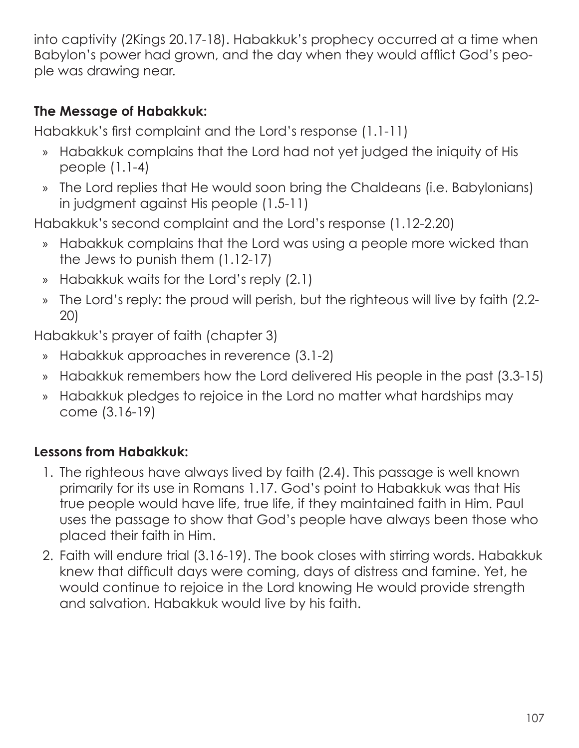into captivity (2Kings 20.17-18). Habakkuk's prophecy occurred at a time when Babylon's power had grown, and the day when they would afflict God's people was drawing near.

**The Message of Habakkuk:**

Habakkuk's first complaint and the Lord's response (1.1-11)

- » Habakkuk complains that the Lord had not yet judged the iniquity of His people (1.1-4)
- » The Lord replies that He would soon bring the Chaldeans (i.e. Babylonians) in judgment against His people (1.5-11)

Habakkuk's second complaint and the Lord's response (1.12-2.20)

- » Habakkuk complains that the Lord was using a people more wicked than the Jews to punish them (1.12-17)
- » Habakkuk waits for the Lord's reply (2.1)
- » The Lord's reply: the proud will perish, but the righteous will live by faith (2.2-20)

Habakkuk's prayer of faith (chapter 3)

- » Habakkuk approaches in reverence (3.1-2)
- » Habakkuk remembers how the Lord delivered His people in the past (3.3-15)
- » Habakkuk pledges to rejoice in the Lord no matter what hardships may come (3.16-19)

**Lessons from Habakkuk:**

1. The righteous have always lived by faith (2.4). This passage is well known primarily for its use in Romans 1.17. God's point to Habakkuk was that His true people would have life, true life, if they maintained faith in Him. Paul uses the passage to show that God's people have always been those who placed their faith in Him.
2. Faith will endure trial (3.16-19). The book closes with stirring words. Habakkuk knew that difficult days were coming, days of distress and famine. Yet, he would continue to rejoice in the Lord knowing He would provide strength and salvation. Habakkuk would live by his faith.